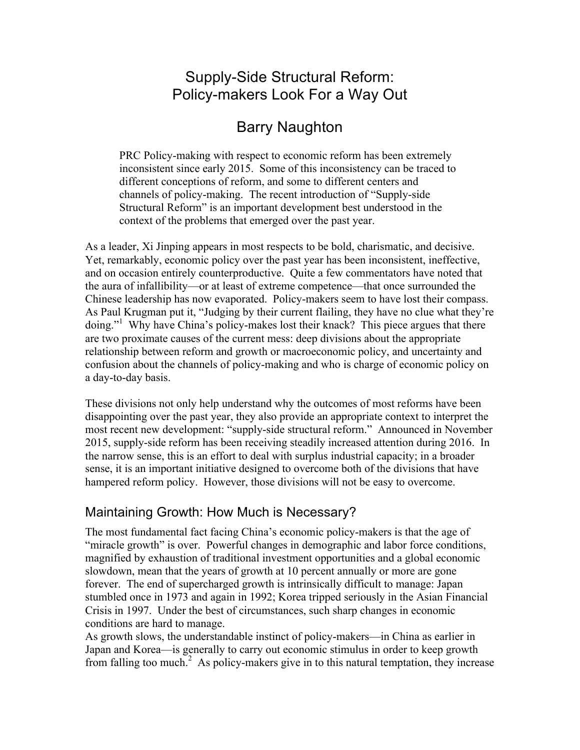# Supply-Side Structural Reform: Policy-makers Look For a Way Out

## Barry Naughton

> PRC Policy-making with respect to economic reform has been extremely inconsistent since early 2015. Some of this inconsistency can be traced to different conceptions of reform, and some to different centers and channels of policy-making. The recent introduction of "Supply-side Structural Reform" is an important development best understood in the context of the problems that emerged over the past year.

As a leader, Xi Jinping appears in most respects to be bold, charismatic, and decisive. Yet, remarkably, economic policy over the past year has been inconsistent, ineffective, and on occasion entirely counterproductive. Quite a few commentators have noted that the aura of infallibility—or at least of extreme competence—that once surrounded the Chinese leadership has now evaporated. Policy-makers seem to have lost their compass. As Paul Krugman put it, "Judging by their current flailing, they have no clue what they're doing."[1] Why have China's policy-makes lost their knack? This piece argues that there are two proximate causes of the current mess: deep divisions about the appropriate relationship between reform and growth or macroeconomic policy, and uncertainty and confusion about the channels of policy-making and who is charge of economic policy on a day-to-day basis.

These divisions not only help understand why the outcomes of most reforms have been disappointing over the past year, they also provide an appropriate context to interpret the most recent new development: "supply-side structural reform." Announced in November 2015, supply-side reform has been receiving steadily increased attention during 2016. In the narrow sense, this is an effort to deal with surplus industrial capacity; in a broader sense, it is an important initiative designed to overcome both of the divisions that have hampered reform policy. However, those divisions will not be easy to overcome.

## Maintaining Growth: How Much is Necessary?

The most fundamental fact facing China's economic policy-makers is that the age of "miracle growth" is over. Powerful changes in demographic and labor force conditions, magnified by exhaustion of traditional investment opportunities and a global economic slowdown, mean that the years of growth at 10 percent annually or more are gone forever. The end of supercharged growth is intrinsically difficult to manage: Japan stumbled once in 1973 and again in 1992; Korea tripped seriously in the Asian Financial Crisis in 1997. Under the best of circumstances, such sharp changes in economic conditions are hard to manage.

As growth slows, the understandable instinct of policy-makers—in China as earlier in Japan and Korea—is generally to carry out economic stimulus in order to keep growth from falling too much.[2] As policy-makers give in to this natural temptation, they increase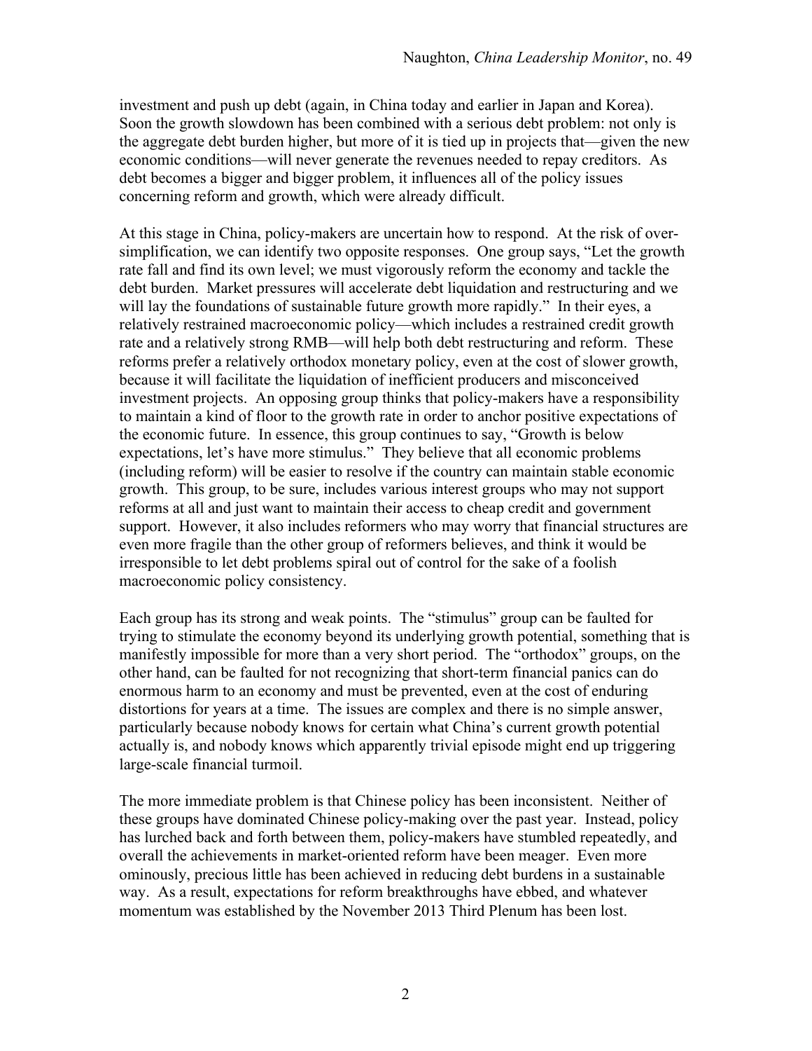investment and push up debt (again, in China today and earlier in Japan and Korea). Soon the growth slowdown has been combined with a serious debt problem: not only is the aggregate debt burden higher, but more of it is tied up in projects that—given the new economic conditions—will never generate the revenues needed to repay creditors. As debt becomes a bigger and bigger problem, it influences all of the policy issues concerning reform and growth, which were already difficult.

At this stage in China, policy-makers are uncertain how to respond. At the risk of over-simplification, we can identify two opposite responses. One group says, "Let the growth rate fall and find its own level; we must vigorously reform the economy and tackle the debt burden. Market pressures will accelerate debt liquidation and restructuring and we will lay the foundations of sustainable future growth more rapidly." In their eyes, a relatively restrained macroeconomic policy—which includes a restrained credit growth rate and a relatively strong RMB—will help both debt restructuring and reform. These reforms prefer a relatively orthodox monetary policy, even at the cost of slower growth, because it will facilitate the liquidation of inefficient producers and misconceived investment projects. An opposing group thinks that policy-makers have a responsibility to maintain a kind of floor to the growth rate in order to anchor positive expectations of the economic future. In essence, this group continues to say, "Growth is below expectations, let's have more stimulus." They believe that all economic problems (including reform) will be easier to resolve if the country can maintain stable economic growth. This group, to be sure, includes various interest groups who may not support reforms at all and just want to maintain their access to cheap credit and government support. However, it also includes reformers who may worry that financial structures are even more fragile than the other group of reformers believes, and think it would be irresponsible to let debt problems spiral out of control for the sake of a foolish macroeconomic policy consistency.

Each group has its strong and weak points. The "stimulus" group can be faulted for trying to stimulate the economy beyond its underlying growth potential, something that is manifestly impossible for more than a very short period. The "orthodox" groups, on the other hand, can be faulted for not recognizing that short-term financial panics can do enormous harm to an economy and must be prevented, even at the cost of enduring distortions for years at a time. The issues are complex and there is no simple answer, particularly because nobody knows for certain what China's current growth potential actually is, and nobody knows which apparently trivial episode might end up triggering large-scale financial turmoil.

The more immediate problem is that Chinese policy has been inconsistent. Neither of these groups have dominated Chinese policy-making over the past year. Instead, policy has lurched back and forth between them, policy-makers have stumbled repeatedly, and overall the achievements in market-oriented reform have been meager. Even more ominously, precious little has been achieved in reducing debt burdens in a sustainable way. As a result, expectations for reform breakthroughs have ebbed, and whatever momentum was established by the November 2013 Third Plenum has been lost.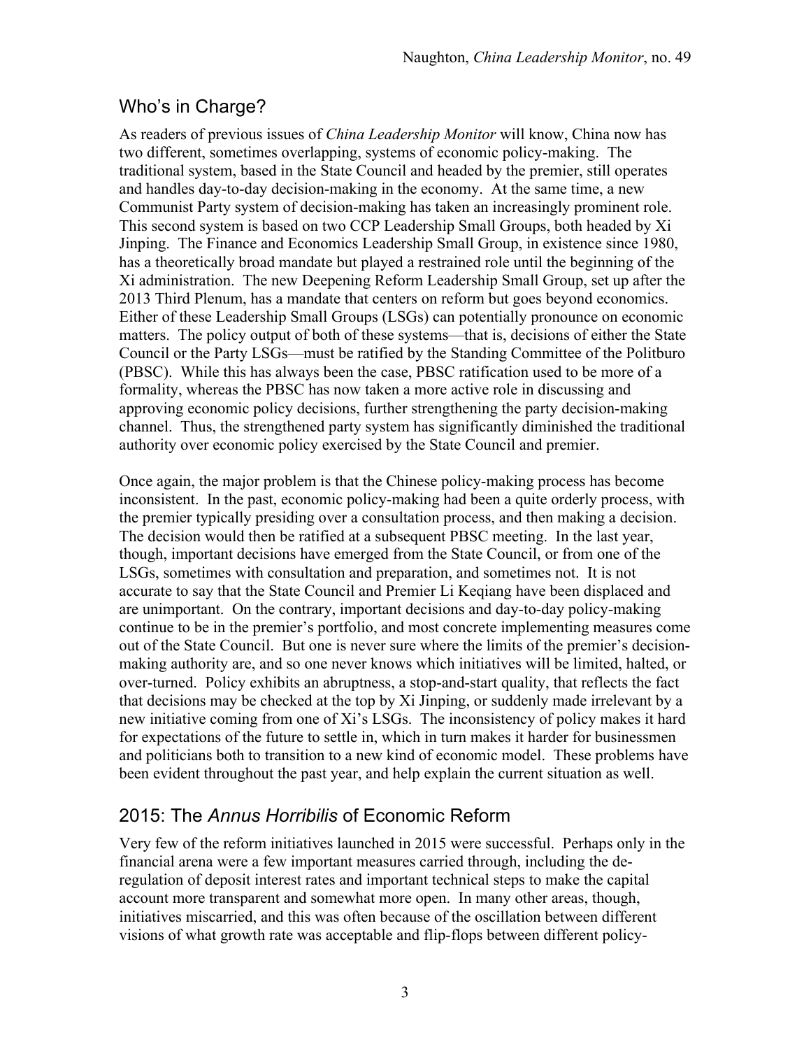## Who's in Charge?

As readers of previous issues of *China Leadership Monitor* will know, China now has two different, sometimes overlapping, systems of economic policy-making. The traditional system, based in the State Council and headed by the premier, still operates and handles day-to-day decision-making in the economy. At the same time, a new Communist Party system of decision-making has taken an increasingly prominent role. This second system is based on two CCP Leadership Small Groups, both headed by Xi Jinping. The Finance and Economics Leadership Small Group, in existence since 1980, has a theoretically broad mandate but played a restrained role until the beginning of the Xi administration. The new Deepening Reform Leadership Small Group, set up after the 2013 Third Plenum, has a mandate that centers on reform but goes beyond economics. Either of these Leadership Small Groups (LSGs) can potentially pronounce on economic matters. The policy output of both of these systems—that is, decisions of either the State Council or the Party LSGs—must be ratified by the Standing Committee of the Politburo (PBSC). While this has always been the case, PBSC ratification used to be more of a formality, whereas the PBSC has now taken a more active role in discussing and approving economic policy decisions, further strengthening the party decision-making channel. Thus, the strengthened party system has significantly diminished the traditional authority over economic policy exercised by the State Council and premier.

Once again, the major problem is that the Chinese policy-making process has become inconsistent. In the past, economic policy-making had been a quite orderly process, with the premier typically presiding over a consultation process, and then making a decision. The decision would then be ratified at a subsequent PBSC meeting. In the last year, though, important decisions have emerged from the State Council, or from one of the LSGs, sometimes with consultation and preparation, and sometimes not. It is not accurate to say that the State Council and Premier Li Keqiang have been displaced and are unimportant. On the contrary, important decisions and day-to-day policy-making continue to be in the premier's portfolio, and most concrete implementing measures come out of the State Council. But one is never sure where the limits of the premier's decision-making authority are, and so one never knows which initiatives will be limited, halted, or over-turned. Policy exhibits an abruptness, a stop-and-start quality, that reflects the fact that decisions may be checked at the top by Xi Jinping, or suddenly made irrelevant by a new initiative coming from one of Xi's LSGs. The inconsistency of policy makes it hard for expectations of the future to settle in, which in turn makes it harder for businessmen and politicians both to transition to a new kind of economic model. These problems have been evident throughout the past year, and help explain the current situation as well.

## 2015: The *Annus Horribilis* of Economic Reform

Very few of the reform initiatives launched in 2015 were successful. Perhaps only in the financial arena were a few important measures carried through, including the de-regulation of deposit interest rates and important technical steps to make the capital account more transparent and somewhat more open. In many other areas, though, initiatives miscarried, and this was often because of the oscillation between different visions of what growth rate was acceptable and flip-flops between different policy-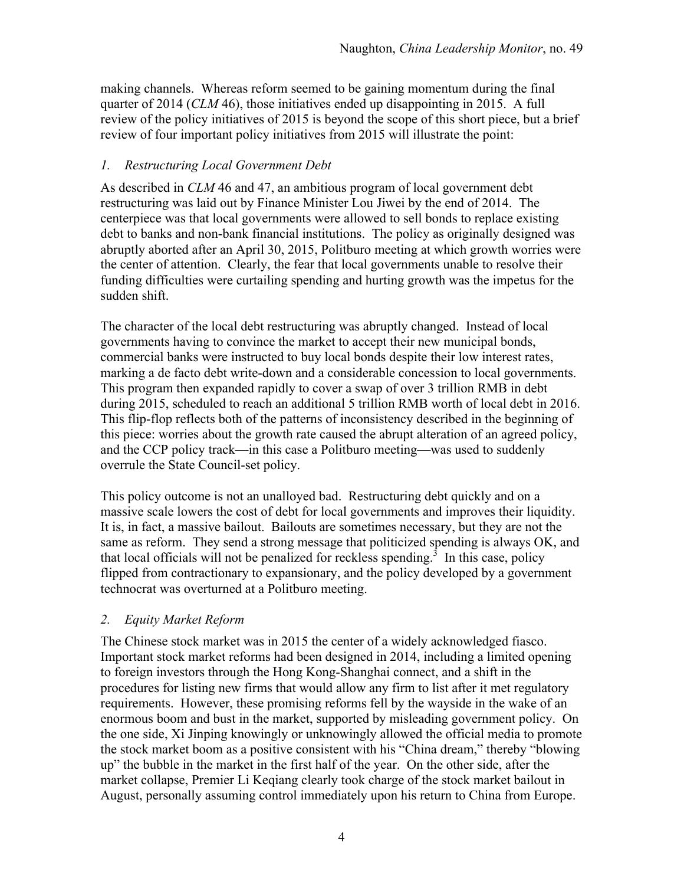making channels. Whereas reform seemed to be gaining momentum during the final quarter of 2014 (*CLM* 46), those initiatives ended up disappointing in 2015. A full review of the policy initiatives of 2015 is beyond the scope of this short piece, but a brief review of four important policy initiatives from 2015 will illustrate the point:

### *1. Restructuring Local Government Debt*

As described in *CLM* 46 and 47, an ambitious program of local government debt restructuring was laid out by Finance Minister Lou Jiwei by the end of 2014. The centerpiece was that local governments were allowed to sell bonds to replace existing debt to banks and non-bank financial institutions. The policy as originally designed was abruptly aborted after an April 30, 2015, Politburo meeting at which growth worries were the center of attention. Clearly, the fear that local governments unable to resolve their funding difficulties were curtailing spending and hurting growth was the impetus for the sudden shift.

The character of the local debt restructuring was abruptly changed. Instead of local governments having to convince the market to accept their new municipal bonds, commercial banks were instructed to buy local bonds despite their low interest rates, marking a de facto debt write-down and a considerable concession to local governments. This program then expanded rapidly to cover a swap of over 3 trillion RMB in debt during 2015, scheduled to reach an additional 5 trillion RMB worth of local debt in 2016. This flip-flop reflects both of the patterns of inconsistency described in the beginning of this piece: worries about the growth rate caused the abrupt alteration of an agreed policy, and the CCP policy track—in this case a Politburo meeting—was used to suddenly overrule the State Council-set policy.

This policy outcome is not an unalloyed bad. Restructuring debt quickly and on a massive scale lowers the cost of debt for local governments and improves their liquidity. It is, in fact, a massive bailout. Bailouts are sometimes necessary, but they are not the same as reform. They send a strong message that politicized spending is always OK, and that local officials will not be penalized for reckless spending.[3] In this case, policy flipped from contractionary to expansionary, and the policy developed by a government technocrat was overturned at a Politburo meeting.

### *2. Equity Market Reform*

The Chinese stock market was in 2015 the center of a widely acknowledged fiasco. Important stock market reforms had been designed in 2014, including a limited opening to foreign investors through the Hong Kong-Shanghai connect, and a shift in the procedures for listing new firms that would allow any firm to list after it met regulatory requirements. However, these promising reforms fell by the wayside in the wake of an enormous boom and bust in the market, supported by misleading government policy. On the one side, Xi Jinping knowingly or unknowingly allowed the official media to promote the stock market boom as a positive consistent with his "China dream," thereby "blowing up" the bubble in the market in the first half of the year. On the other side, after the market collapse, Premier Li Keqiang clearly took charge of the stock market bailout in August, personally assuming control immediately upon his return to China from Europe.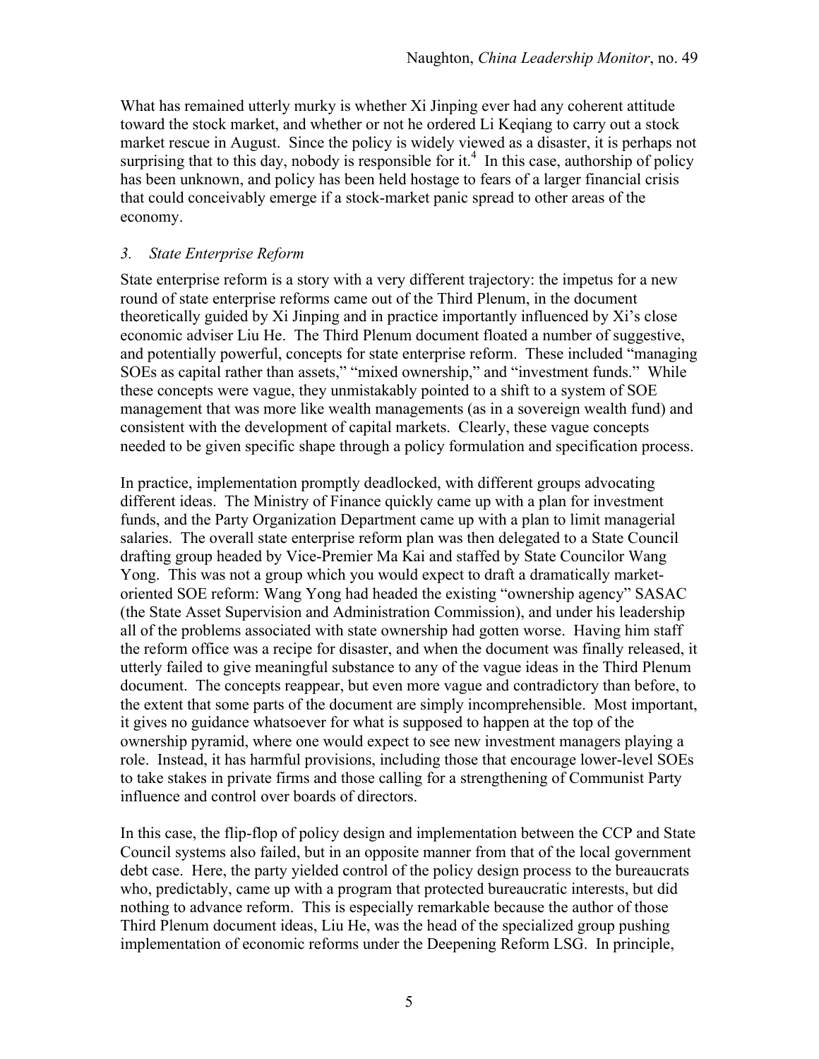What has remained utterly murky is whether Xi Jinping ever had any coherent attitude toward the stock market, and whether or not he ordered Li Keqiang to carry out a stock market rescue in August. Since the policy is widely viewed as a disaster, it is perhaps not surprising that to this day, nobody is responsible for it.[4] In this case, authorship of policy has been unknown, and policy has been held hostage to fears of a larger financial crisis that could conceivably emerge if a stock-market panic spread to other areas of the economy.

### *3. State Enterprise Reform*

State enterprise reform is a story with a very different trajectory: the impetus for a new round of state enterprise reforms came out of the Third Plenum, in the document theoretically guided by Xi Jinping and in practice importantly influenced by Xi's close economic adviser Liu He. The Third Plenum document floated a number of suggestive, and potentially powerful, concepts for state enterprise reform. These included "managing SOEs as capital rather than assets," "mixed ownership," and "investment funds." While these concepts were vague, they unmistakably pointed to a shift to a system of SOE management that was more like wealth managements (as in a sovereign wealth fund) and consistent with the development of capital markets. Clearly, these vague concepts needed to be given specific shape through a policy formulation and specification process.

In practice, implementation promptly deadlocked, with different groups advocating different ideas. The Ministry of Finance quickly came up with a plan for investment funds, and the Party Organization Department came up with a plan to limit managerial salaries. The overall state enterprise reform plan was then delegated to a State Council drafting group headed by Vice-Premier Ma Kai and staffed by State Councilor Wang Yong. This was not a group which you would expect to draft a dramatically market-oriented SOE reform: Wang Yong had headed the existing "ownership agency" SASAC (the State Asset Supervision and Administration Commission), and under his leadership all of the problems associated with state ownership had gotten worse. Having him staff the reform office was a recipe for disaster, and when the document was finally released, it utterly failed to give meaningful substance to any of the vague ideas in the Third Plenum document. The concepts reappear, but even more vague and contradictory than before, to the extent that some parts of the document are simply incomprehensible. Most important, it gives no guidance whatsoever for what is supposed to happen at the top of the ownership pyramid, where one would expect to see new investment managers playing a role. Instead, it has harmful provisions, including those that encourage lower-level SOEs to take stakes in private firms and those calling for a strengthening of Communist Party influence and control over boards of directors.

In this case, the flip-flop of policy design and implementation between the CCP and State Council systems also failed, but in an opposite manner from that of the local government debt case. Here, the party yielded control of the policy design process to the bureaucrats who, predictably, came up with a program that protected bureaucratic interests, but did nothing to advance reform. This is especially remarkable because the author of those Third Plenum document ideas, Liu He, was the head of the specialized group pushing implementation of economic reforms under the Deepening Reform LSG. In principle,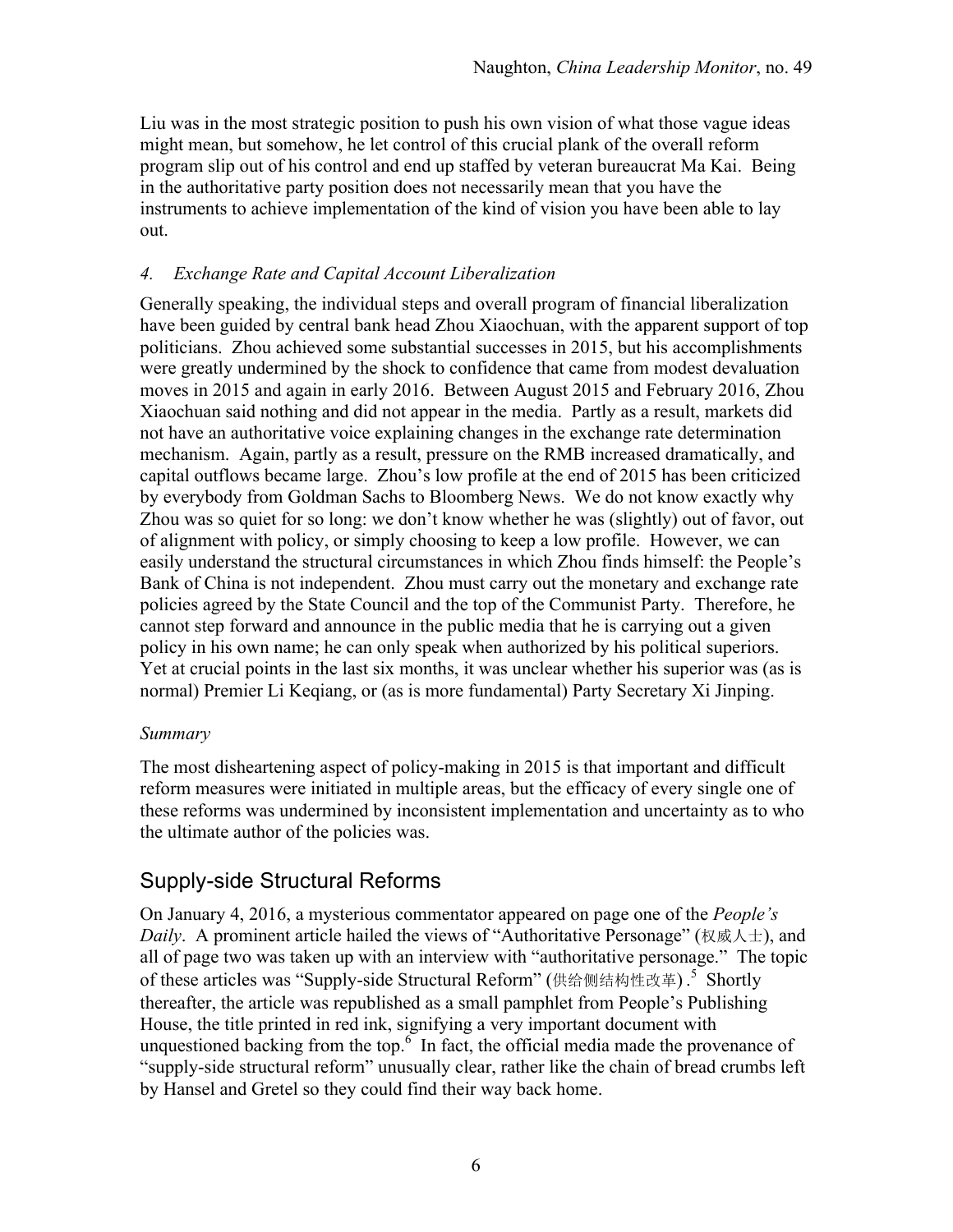Liu was in the most strategic position to push his own vision of what those vague ideas might mean, but somehow, he let control of this crucial plank of the overall reform program slip out of his control and end up staffed by veteran bureaucrat Ma Kai. Being in the authoritative party position does not necessarily mean that you have the instruments to achieve implementation of the kind of vision you have been able to lay out.

### *4. Exchange Rate and Capital Account Liberalization*

Generally speaking, the individual steps and overall program of financial liberalization have been guided by central bank head Zhou Xiaochuan, with the apparent support of top politicians. Zhou achieved some substantial successes in 2015, but his accomplishments were greatly undermined by the shock to confidence that came from modest devaluation moves in 2015 and again in early 2016. Between August 2015 and February 2016, Zhou Xiaochuan said nothing and did not appear in the media. Partly as a result, markets did not have an authoritative voice explaining changes in the exchange rate determination mechanism. Again, partly as a result, pressure on the RMB increased dramatically, and capital outflows became large. Zhou's low profile at the end of 2015 has been criticized by everybody from Goldman Sachs to Bloomberg News. We do not know exactly why Zhou was so quiet for so long: we don't know whether he was (slightly) out of favor, out of alignment with policy, or simply choosing to keep a low profile. However, we can easily understand the structural circumstances in which Zhou finds himself: the People's Bank of China is not independent. Zhou must carry out the monetary and exchange rate policies agreed by the State Council and the top of the Communist Party. Therefore, he cannot step forward and announce in the public media that he is carrying out a given policy in his own name; he can only speak when authorized by his political superiors. Yet at crucial points in the last six months, it was unclear whether his superior was (as is normal) Premier Li Keqiang, or (as is more fundamental) Party Secretary Xi Jinping.

### *Summary*

The most disheartening aspect of policy-making in 2015 is that important and difficult reform measures were initiated in multiple areas, but the efficacy of every single one of these reforms was undermined by inconsistent implementation and uncertainty as to who the ultimate author of the policies was.

## Supply-side Structural Reforms

On January 4, 2016, a mysterious commentator appeared on page one of the *People's Daily*. A prominent article hailed the views of "Authoritative Personage" (权威人士), and all of page two was taken up with an interview with "authoritative personage." The topic of these articles was "Supply-side Structural Reform" (供给侧结构性改革).[5] Shortly thereafter, the article was republished as a small pamphlet from People's Publishing House, the title printed in red ink, signifying a very important document with unquestioned backing from the top.[6] In fact, the official media made the provenance of "supply-side structural reform" unusually clear, rather like the chain of bread crumbs left by Hansel and Gretel so they could find their way back home.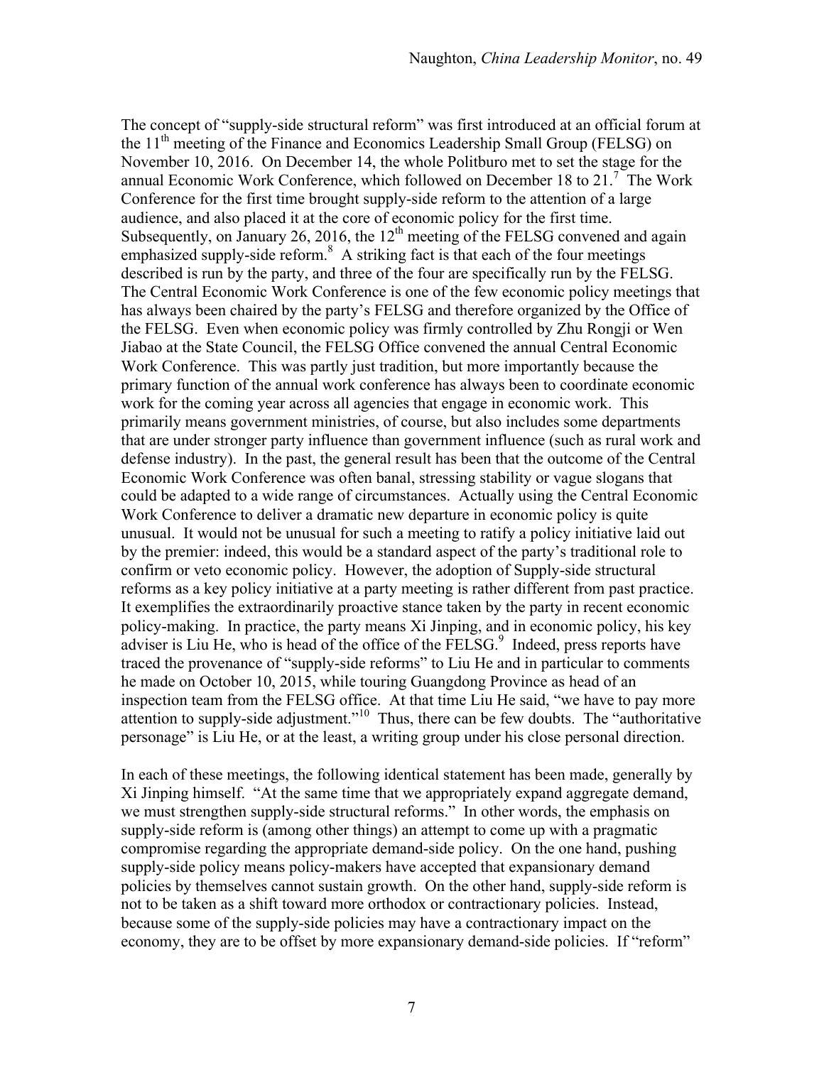The concept of "supply-side structural reform" was first introduced at an official forum at the 11th meeting of the Finance and Economics Leadership Small Group (FELSG) on November 10, 2016. On December 14, the whole Politburo met to set the stage for the annual Economic Work Conference, which followed on December 18 to 21.[7] The Work Conference for the first time brought supply-side reform to the attention of a large audience, and also placed it at the core of economic policy for the first time. Subsequently, on January 26, 2016, the 12th meeting of the FELSG convened and again emphasized supply-side reform.[8] A striking fact is that each of the four meetings described is run by the party, and three of the four are specifically run by the FELSG. The Central Economic Work Conference is one of the few economic policy meetings that has always been chaired by the party's FELSG and therefore organized by the Office of the FELSG. Even when economic policy was firmly controlled by Zhu Rongji or Wen Jiabao at the State Council, the FELSG Office convened the annual Central Economic Work Conference. This was partly just tradition, but more importantly because the primary function of the annual work conference has always been to coordinate economic work for the coming year across all agencies that engage in economic work. This primarily means government ministries, of course, but also includes some departments that are under stronger party influence than government influence (such as rural work and defense industry). In the past, the general result has been that the outcome of the Central Economic Work Conference was often banal, stressing stability or vague slogans that could be adapted to a wide range of circumstances. Actually using the Central Economic Work Conference to deliver a dramatic new departure in economic policy is quite unusual. It would not be unusual for such a meeting to ratify a policy initiative laid out by the premier: indeed, this would be a standard aspect of the party's traditional role to confirm or veto economic policy. However, the adoption of Supply-side structural reforms as a key policy initiative at a party meeting is rather different from past practice. It exemplifies the extraordinarily proactive stance taken by the party in recent economic policy-making. In practice, the party means Xi Jinping, and in economic policy, his key adviser is Liu He, who is head of the office of the FELSG.[9] Indeed, press reports have traced the provenance of "supply-side reforms" to Liu He and in particular to comments he made on October 10, 2015, while touring Guangdong Province as head of an inspection team from the FELSG office. At that time Liu He said, "we have to pay more attention to supply-side adjustment."[10] Thus, there can be few doubts. The "authoritative personage" is Liu He, or at the least, a writing group under his close personal direction.

In each of these meetings, the following identical statement has been made, generally by Xi Jinping himself. "At the same time that we appropriately expand aggregate demand, we must strengthen supply-side structural reforms." In other words, the emphasis on supply-side reform is (among other things) an attempt to come up with a pragmatic compromise regarding the appropriate demand-side policy. On the one hand, pushing supply-side policy means policy-makers have accepted that expansionary demand policies by themselves cannot sustain growth. On the other hand, supply-side reform is not to be taken as a shift toward more orthodox or contractionary policies. Instead, because some of the supply-side policies may have a contractionary impact on the economy, they are to be offset by more expansionary demand-side policies. If "reform"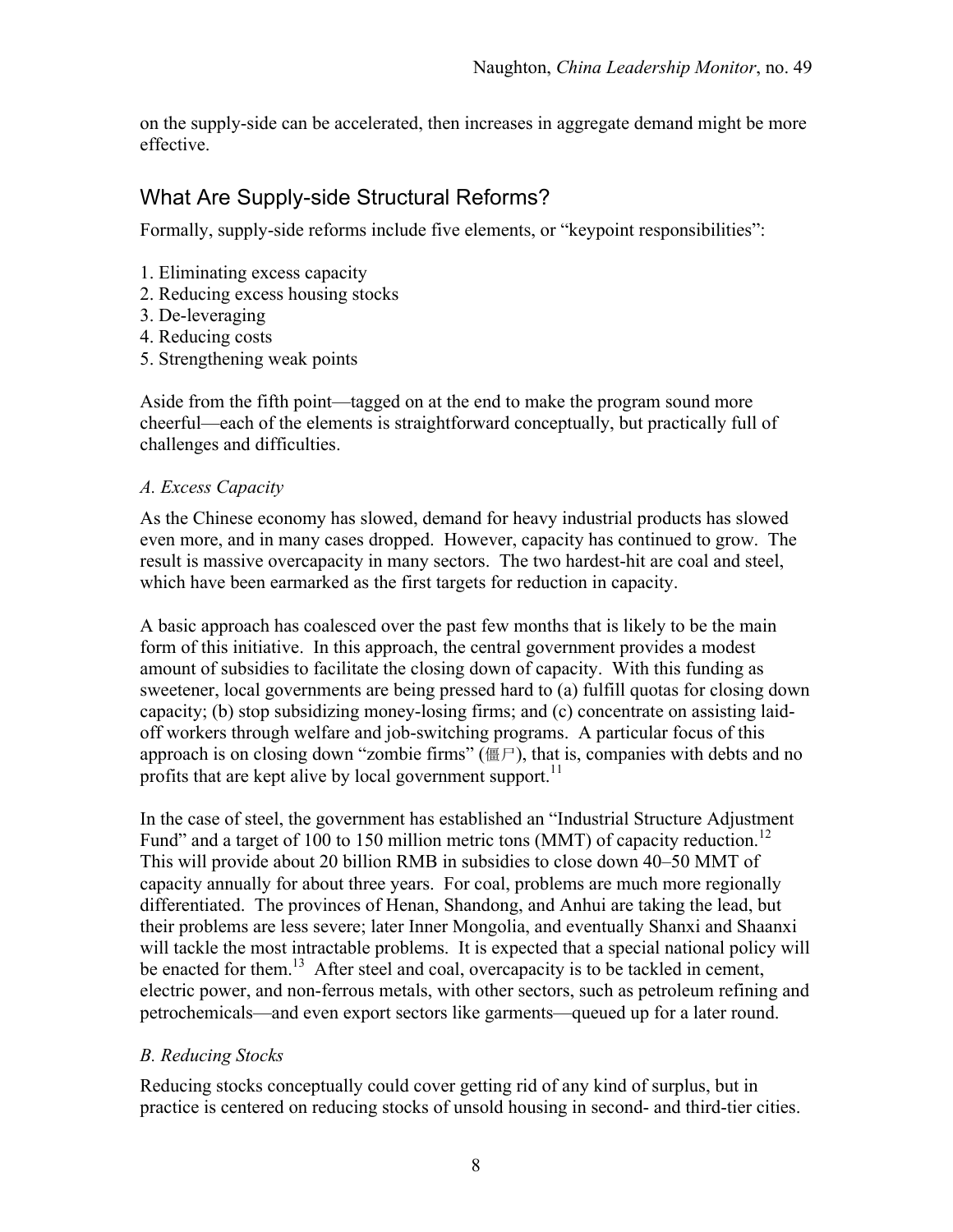on the supply-side can be accelerated, then increases in aggregate demand might be more effective.

## What Are Supply-side Structural Reforms?

Formally, supply-side reforms include five elements, or "keypoint responsibilities":

1. Eliminating excess capacity
2. Reducing excess housing stocks
3. De-leveraging
4. Reducing costs
5. Strengthening weak points

Aside from the fifth point—tagged on at the end to make the program sound more cheerful—each of the elements is straightforward conceptually, but practically full of challenges and difficulties.

### *A. Excess Capacity*

As the Chinese economy has slowed, demand for heavy industrial products has slowed even more, and in many cases dropped. However, capacity has continued to grow. The result is massive overcapacity in many sectors. The two hardest-hit are coal and steel, which have been earmarked as the first targets for reduction in capacity.

A basic approach has coalesced over the past few months that is likely to be the main form of this initiative. In this approach, the central government provides a modest amount of subsidies to facilitate the closing down of capacity. With this funding as sweetener, local governments are being pressed hard to (a) fulfill quotas for closing down capacity; (b) stop subsidizing money-losing firms; and (c) concentrate on assisting laid-off workers through welfare and job-switching programs. A particular focus of this approach is on closing down "zombie firms" (僵尸), that is, companies with debts and no profits that are kept alive by local government support.[11]

In the case of steel, the government has established an "Industrial Structure Adjustment Fund" and a target of 100 to 150 million metric tons (MMT) of capacity reduction.[12] This will provide about 20 billion RMB in subsidies to close down 40–50 MMT of capacity annually for about three years. For coal, problems are much more regionally differentiated. The provinces of Henan, Shandong, and Anhui are taking the lead, but their problems are less severe; later Inner Mongolia, and eventually Shanxi and Shaanxi will tackle the most intractable problems. It is expected that a special national policy will be enacted for them.[13] After steel and coal, overcapacity is to be tackled in cement, electric power, and non-ferrous metals, with other sectors, such as petroleum refining and petrochemicals—and even export sectors like garments—queued up for a later round.

### *B. Reducing Stocks*

Reducing stocks conceptually could cover getting rid of any kind of surplus, but in practice is centered on reducing stocks of unsold housing in second- and third-tier cities.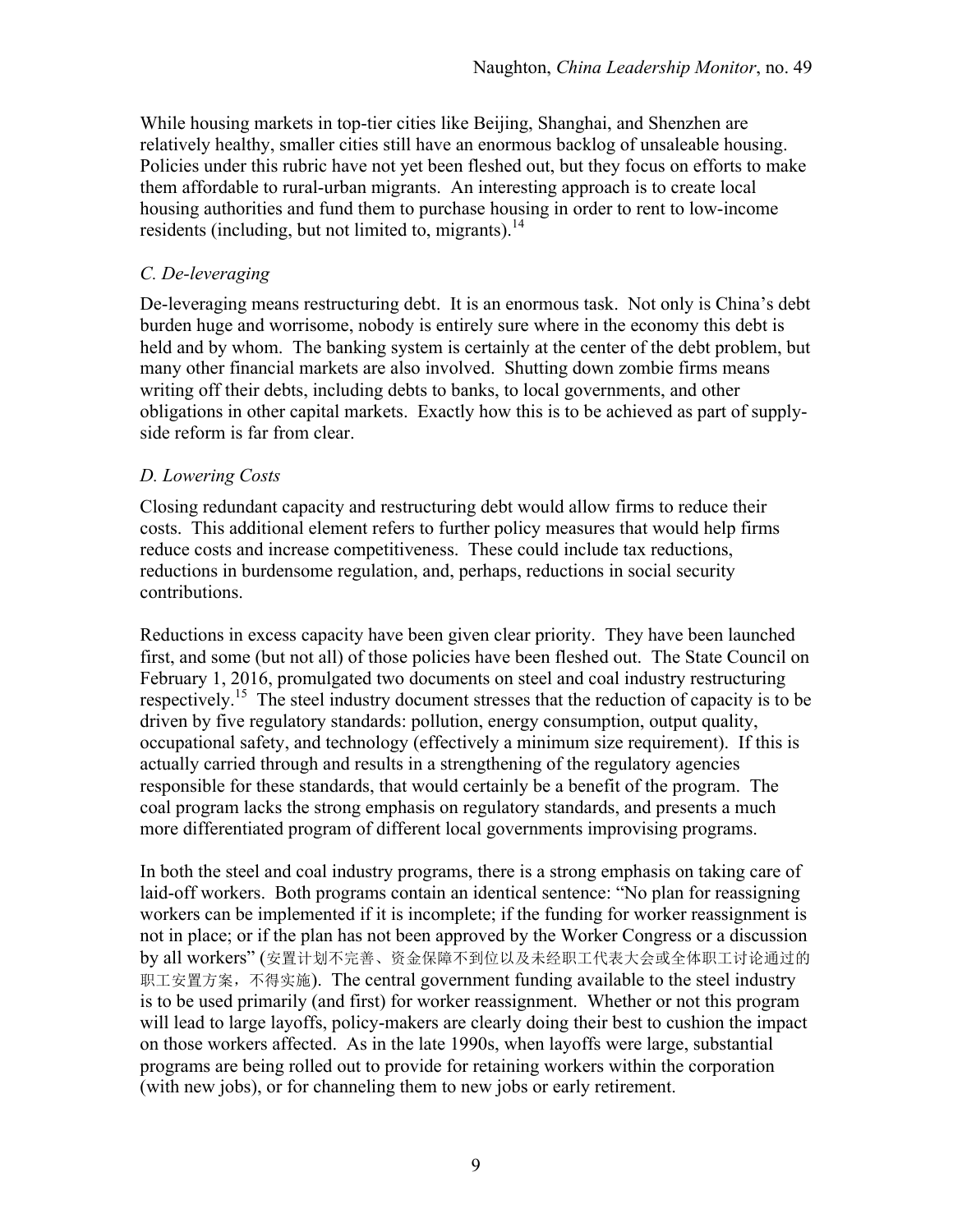While housing markets in top-tier cities like Beijing, Shanghai, and Shenzhen are relatively healthy, smaller cities still have an enormous backlog of unsaleable housing. Policies under this rubric have not yet been fleshed out, but they focus on efforts to make them affordable to rural-urban migrants. An interesting approach is to create local housing authorities and fund them to purchase housing in order to rent to low-income residents (including, but not limited to, migrants).[14]

### *C. De-leveraging*

De-leveraging means restructuring debt. It is an enormous task. Not only is China's debt burden huge and worrisome, nobody is entirely sure where in the economy this debt is held and by whom. The banking system is certainly at the center of the debt problem, but many other financial markets are also involved. Shutting down zombie firms means writing off their debts, including debts to banks, to local governments, and other obligations in other capital markets. Exactly how this is to be achieved as part of supply-side reform is far from clear.

### *D. Lowering Costs*

Closing redundant capacity and restructuring debt would allow firms to reduce their costs. This additional element refers to further policy measures that would help firms reduce costs and increase competitiveness. These could include tax reductions, reductions in burdensome regulation, and, perhaps, reductions in social security contributions.

Reductions in excess capacity have been given clear priority. They have been launched first, and some (but not all) of those policies have been fleshed out. The State Council on February 1, 2016, promulgated two documents on steel and coal industry restructuring respectively.[15] The steel industry document stresses that the reduction of capacity is to be driven by five regulatory standards: pollution, energy consumption, output quality, occupational safety, and technology (effectively a minimum size requirement). If this is actually carried through and results in a strengthening of the regulatory agencies responsible for these standards, that would certainly be a benefit of the program. The coal program lacks the strong emphasis on regulatory standards, and presents a much more differentiated program of different local governments improvising programs.

In both the steel and coal industry programs, there is a strong emphasis on taking care of laid-off workers. Both programs contain an identical sentence: "No plan for reassigning workers can be implemented if it is incomplete; if the funding for worker reassignment is not in place; or if the plan has not been approved by the Worker Congress or a discussion by all workers" (安置计划不完善、资金保障不到位以及未经职工代表大会或全体职工讨论通过的职工安置方案，不得实施). The central government funding available to the steel industry is to be used primarily (and first) for worker reassignment. Whether or not this program will lead to large layoffs, policy-makers are clearly doing their best to cushion the impact on those workers affected. As in the late 1990s, when layoffs were large, substantial programs are being rolled out to provide for retaining workers within the corporation (with new jobs), or for channeling them to new jobs or early retirement.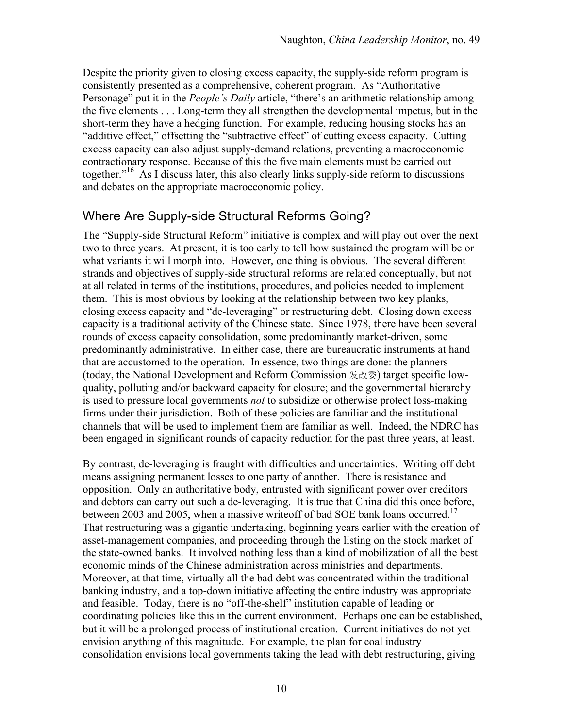Despite the priority given to closing excess capacity, the supply-side reform program is consistently presented as a comprehensive, coherent program. As "Authoritative Personage" put it in the *People's Daily* article, "there's an arithmetic relationship among the five elements . . . Long-term they all strengthen the developmental impetus, but in the short-term they have a hedging function. For example, reducing housing stocks has an "additive effect," offsetting the "subtractive effect" of cutting excess capacity. Cutting excess capacity can also adjust supply-demand relations, preventing a macroeconomic contractionary response. Because of this the five main elements must be carried out together."[16] As I discuss later, this also clearly links supply-side reform to discussions and debates on the appropriate macroeconomic policy.

## Where Are Supply-side Structural Reforms Going?

The "Supply-side Structural Reform" initiative is complex and will play out over the next two to three years. At present, it is too early to tell how sustained the program will be or what variants it will morph into. However, one thing is obvious. The several different strands and objectives of supply-side structural reforms are related conceptually, but not at all related in terms of the institutions, procedures, and policies needed to implement them. This is most obvious by looking at the relationship between two key planks, closing excess capacity and "de-leveraging" or restructuring debt. Closing down excess capacity is a traditional activity of the Chinese state. Since 1978, there have been several rounds of excess capacity consolidation, some predominantly market-driven, some predominantly administrative. In either case, there are bureaucratic instruments at hand that are accustomed to the operation. In essence, two things are done: the planners (today, the National Development and Reform Commission 发改委) target specific low-quality, polluting and/or backward capacity for closure; and the governmental hierarchy is used to pressure local governments *not* to subsidize or otherwise protect loss-making firms under their jurisdiction. Both of these policies are familiar and the institutional channels that will be used to implement them are familiar as well. Indeed, the NDRC has been engaged in significant rounds of capacity reduction for the past three years, at least.

By contrast, de-leveraging is fraught with difficulties and uncertainties. Writing off debt means assigning permanent losses to one party of another. There is resistance and opposition. Only an authoritative body, entrusted with significant power over creditors and debtors can carry out such a de-leveraging. It is true that China did this once before, between 2003 and 2005, when a massive writeoff of bad SOE bank loans occurred.[17] That restructuring was a gigantic undertaking, beginning years earlier with the creation of asset-management companies, and proceeding through the listing on the stock market of the state-owned banks. It involved nothing less than a kind of mobilization of all the best economic minds of the Chinese administration across ministries and departments. Moreover, at that time, virtually all the bad debt was concentrated within the traditional banking industry, and a top-down initiative affecting the entire industry was appropriate and feasible. Today, there is no "off-the-shelf" institution capable of leading or coordinating policies like this in the current environment. Perhaps one can be established, but it will be a prolonged process of institutional creation. Current initiatives do not yet envision anything of this magnitude. For example, the plan for coal industry consolidation envisions local governments taking the lead with debt restructuring, giving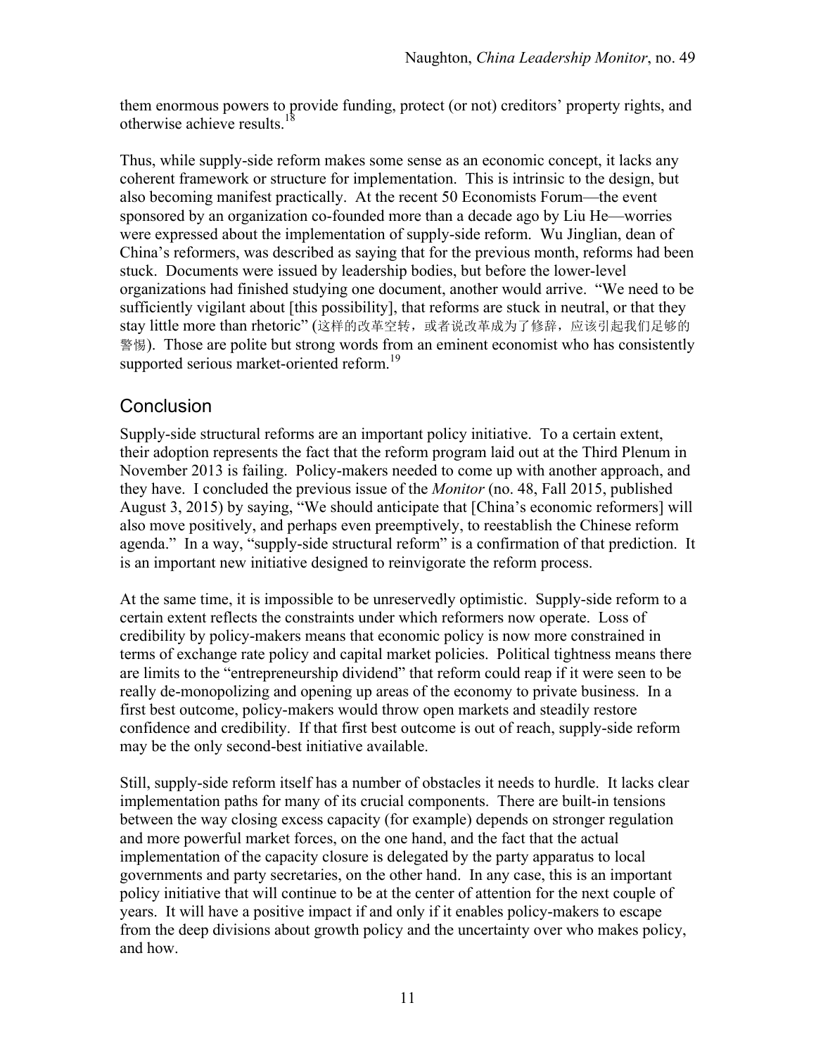them enormous powers to provide funding, protect (or not) creditors' property rights, and otherwise achieve results.[18]

Thus, while supply-side reform makes some sense as an economic concept, it lacks any coherent framework or structure for implementation. This is intrinsic to the design, but also becoming manifest practically. At the recent 50 Economists Forum—the event sponsored by an organization co-founded more than a decade ago by Liu He—worries were expressed about the implementation of supply-side reform. Wu Jinglian, dean of China's reformers, was described as saying that for the previous month, reforms had been stuck. Documents were issued by leadership bodies, but before the lower-level organizations had finished studying one document, another would arrive. "We need to be sufficiently vigilant about [this possibility], that reforms are stuck in neutral, or that they stay little more than rhetoric" (这样的改革空转，或者说改革成为了修辞，应该引起我们足够的警惕). Those are polite but strong words from an eminent economist who has consistently supported serious market-oriented reform.[19]

## Conclusion

Supply-side structural reforms are an important policy initiative. To a certain extent, their adoption represents the fact that the reform program laid out at the Third Plenum in November 2013 is failing. Policy-makers needed to come up with another approach, and they have. I concluded the previous issue of the *Monitor* (no. 48, Fall 2015, published August 3, 2015) by saying, "We should anticipate that [China's economic reformers] will also move positively, and perhaps even preemptively, to reestablish the Chinese reform agenda." In a way, "supply-side structural reform" is a confirmation of that prediction. It is an important new initiative designed to reinvigorate the reform process.

At the same time, it is impossible to be unreservedly optimistic. Supply-side reform to a certain extent reflects the constraints under which reformers now operate. Loss of credibility by policy-makers means that economic policy is now more constrained in terms of exchange rate policy and capital market policies. Political tightness means there are limits to the "entrepreneurship dividend" that reform could reap if it were seen to be really de-monopolizing and opening up areas of the economy to private business. In a first best outcome, policy-makers would throw open markets and steadily restore confidence and credibility. If that first best outcome is out of reach, supply-side reform may be the only second-best initiative available.

Still, supply-side reform itself has a number of obstacles it needs to hurdle. It lacks clear implementation paths for many of its crucial components. There are built-in tensions between the way closing excess capacity (for example) depends on stronger regulation and more powerful market forces, on the one hand, and the fact that the actual implementation of the capacity closure is delegated by the party apparatus to local governments and party secretaries, on the other hand. In any case, this is an important policy initiative that will continue to be at the center of attention for the next couple of years. It will have a positive impact if and only if it enables policy-makers to escape from the deep divisions about growth policy and the uncertainty over who makes policy, and how.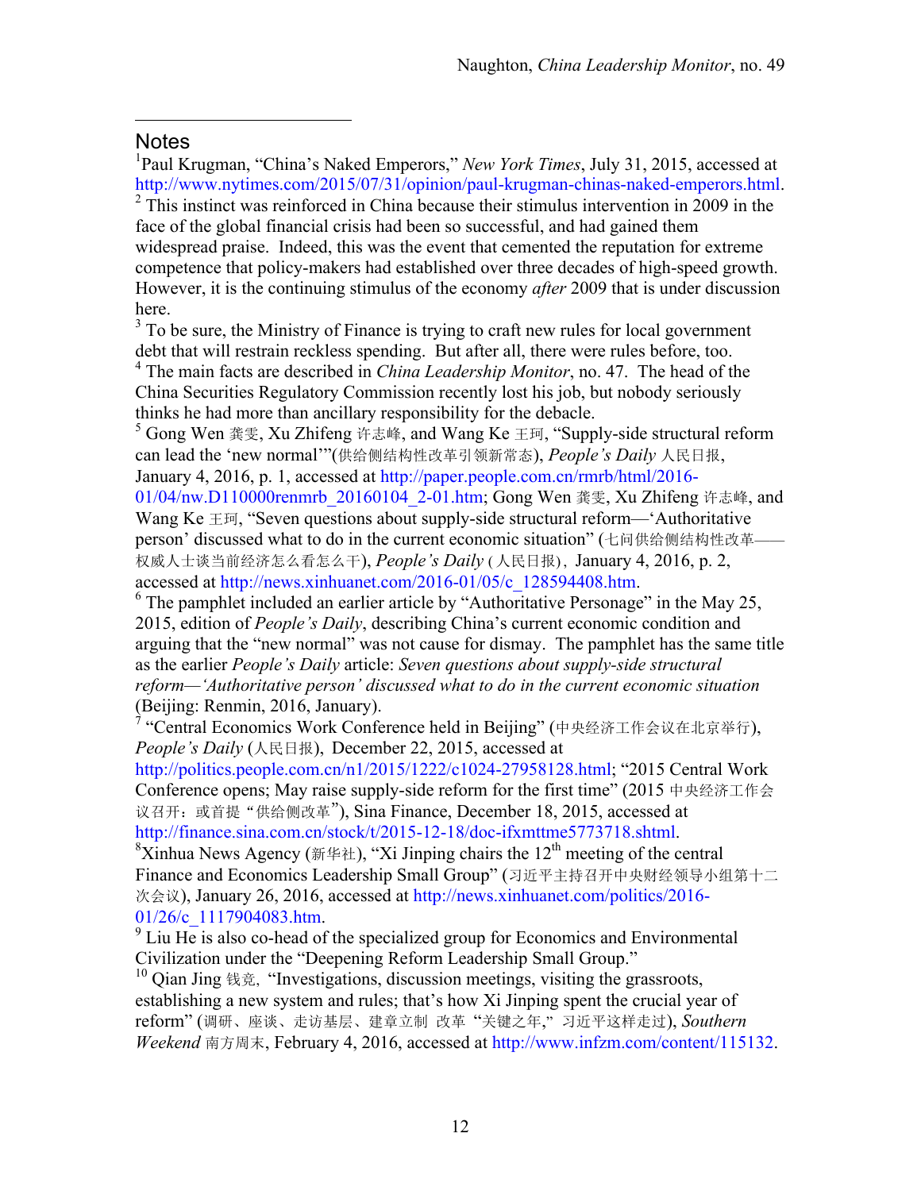## Notes

[1]Paul Krugman, "China's Naked Emperors," *New York Times*, July 31, 2015, accessed at http://www.nytimes.com/2015/07/31/opinion/paul-krugman-chinas-naked-emperors.html.

[2] This instinct was reinforced in China because their stimulus intervention in 2009 in the face of the global financial crisis had been so successful, and had gained them widespread praise. Indeed, this was the event that cemented the reputation for extreme competence that policy-makers had established over three decades of high-speed growth. However, it is the continuing stimulus of the economy *after* 2009 that is under discussion here.

[3] To be sure, the Ministry of Finance is trying to craft new rules for local government debt that will restrain reckless spending. But after all, there were rules before, too.

[4] The main facts are described in *China Leadership Monitor*, no. 47. The head of the China Securities Regulatory Commission recently lost his job, but nobody seriously thinks he had more than ancillary responsibility for the debacle.

[5] Gong Wen 龚雯, Xu Zhifeng 许志峰, and Wang Ke 王珂, "Supply-side structural reform can lead the 'new normal'"(供给侧结构性改革引领新常态), *People's Daily* 人民日报, January 4, 2016, p. 1, accessed at http://paper.people.com.cn/rmrb/html/2016-01/04/nw.D110000renmrb_20160104_2-01.htm; Gong Wen 龚雯, Xu Zhifeng 许志峰, and Wang Ke 王珂, "Seven questions about supply-side structural reform—'Authoritative person' discussed what to do in the current economic situation" (七问供给侧结构性改革——权威人士谈当前经济怎么看怎么干), *People's Daily* (人民日报), January 4, 2016, p. 2, accessed at http://news.xinhuanet.com/2016-01/05/c_128594408.htm.

[6] The pamphlet included an earlier article by "Authoritative Personage" in the May 25, 2015, edition of *People's Daily*, describing China's current economic condition and arguing that the "new normal" was not cause for dismay. The pamphlet has the same title as the earlier *People's Daily* article: *Seven questions about supply-side structural reform—'Authoritative person' discussed what to do in the current economic situation* (Beijing: Renmin, 2016, January).

[7] "Central Economics Work Conference held in Beijing" (中央经济工作会议在北京举行), *People's Daily* (人民日报), December 22, 2015, accessed at http://politics.people.com.cn/n1/2015/1222/c1024-27958128.html; "2015 Central Work Conference opens; May raise supply-side reform for the first time" (2015 中央经济工作会议召开：或首提"供给侧改革"), Sina Finance, December 18, 2015, accessed at http://finance.sina.com.cn/stock/t/2015-12-18/doc-ifxmttme5773718.shtml.

[8]Xinhua News Agency (新华社), "Xi Jinping chairs the 12th meeting of the central Finance and Economics Leadership Small Group" (习近平主持召开中央财经领导小组第十二次会议), January 26, 2016, accessed at http://news.xinhuanet.com/politics/2016-01/26/c_1117904083.htm.

[9] Liu He is also co-head of the specialized group for Economics and Environmental Civilization under the "Deepening Reform Leadership Small Group."

[10] Qian Jing 钱竞, "Investigations, discussion meetings, visiting the grassroots, establishing a new system and rules; that's how Xi Jinping spent the crucial year of reform" (调研、座谈、走访基层、建章立制 改革"关键之年," 习近平这样走过), *Southern Weekend* 南方周末, February 4, 2016, accessed at http://www.infzm.com/content/115132.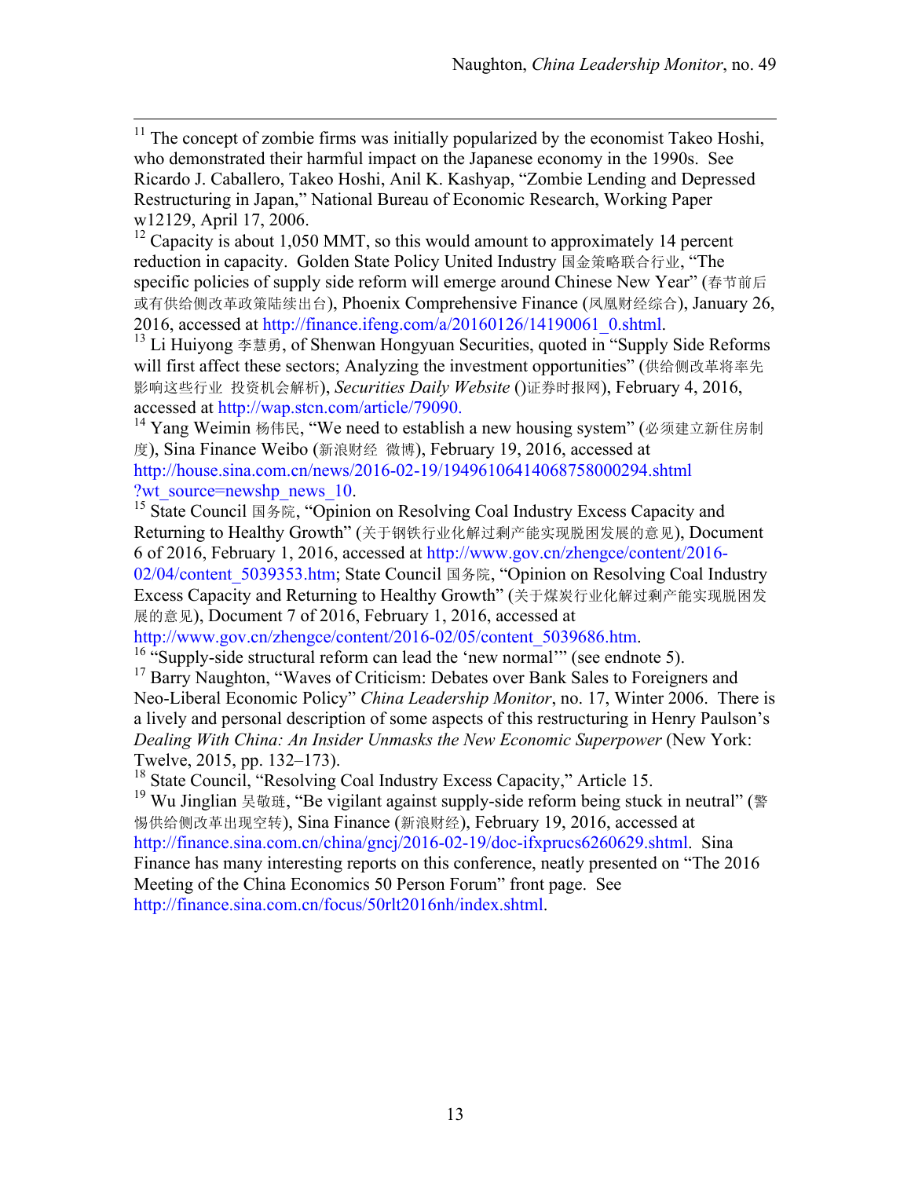[11] The concept of zombie firms was initially popularized by the economist Takeo Hoshi, who demonstrated their harmful impact on the Japanese economy in the 1990s. See Ricardo J. Caballero, Takeo Hoshi, Anil K. Kashyap, "Zombie Lending and Depressed Restructuring in Japan," National Bureau of Economic Research, Working Paper w12129, April 17, 2006.

[12] Capacity is about 1,050 MMT, so this would amount to approximately 14 percent reduction in capacity. Golden State Policy United Industry 国金策略联合行业, "The specific policies of supply side reform will emerge around Chinese New Year" (春节前后或有供给侧改革政策陆续出台), Phoenix Comprehensive Finance (凤凰财经综合), January 26, 2016, accessed at http://finance.ifeng.com/a/20160126/14190061_0.shtml.

[13] Li Huiyong 李慧勇, of Shenwan Hongyuan Securities, quoted in "Supply Side Reforms will first affect these sectors; Analyzing the investment opportunities" (供给侧改革将率先影响这些行业 投资机会解析), *Securities Daily Website* ()证券时报网), February 4, 2016, accessed at http://wap.stcn.com/article/79090.

[14] Yang Weimin 杨伟民, "We need to establish a new housing system" (必须建立新住房制度), Sina Finance Weibo (新浪财经 微博), February 19, 2016, accessed at http://house.sina.com.cn/news/2016-02-19/19496106414068758000294.shtml?wt_source=newshp_news_10.

[15] State Council 国务院, "Opinion on Resolving Coal Industry Excess Capacity and Returning to Healthy Growth" (关于钢铁行业化解过剩产能实现脱困发展的意见), Document 6 of 2016, February 1, 2016, accessed at http://www.gov.cn/zhengce/content/2016-02/04/content_5039353.htm; State Council 国务院, "Opinion on Resolving Coal Industry Excess Capacity and Returning to Healthy Growth" (关于煤炭行业化解过剩产能实现脱困发展的意见), Document 7 of 2016, February 1, 2016, accessed at http://www.gov.cn/zhengce/content/2016-02/05/content_5039686.htm.

[16] "Supply-side structural reform can lead the 'new normal'" (see endnote 5).

[17] Barry Naughton, "Waves of Criticism: Debates over Bank Sales to Foreigners and Neo-Liberal Economic Policy" *China Leadership Monitor*, no. 17, Winter 2006. There is a lively and personal description of some aspects of this restructuring in Henry Paulson's *Dealing With China: An Insider Unmasks the New Economic Superpower* (New York: Twelve, 2015, pp. 132–173).

[18] State Council, "Resolving Coal Industry Excess Capacity," Article 15.

[19] Wu Jinglian 吴敬琏, "Be vigilant against supply-side reform being stuck in neutral" (警惕供给侧改革出现空转), Sina Finance (新浪财经), February 19, 2016, accessed at http://finance.sina.com.cn/china/gncj/2016-02-19/doc-ifxprucs6260629.shtml. Sina Finance has many interesting reports on this conference, neatly presented on "The 2016 Meeting of the China Economics 50 Person Forum" front page. See http://finance.sina.com.cn/focus/50rlt2016nh/index.shtml.